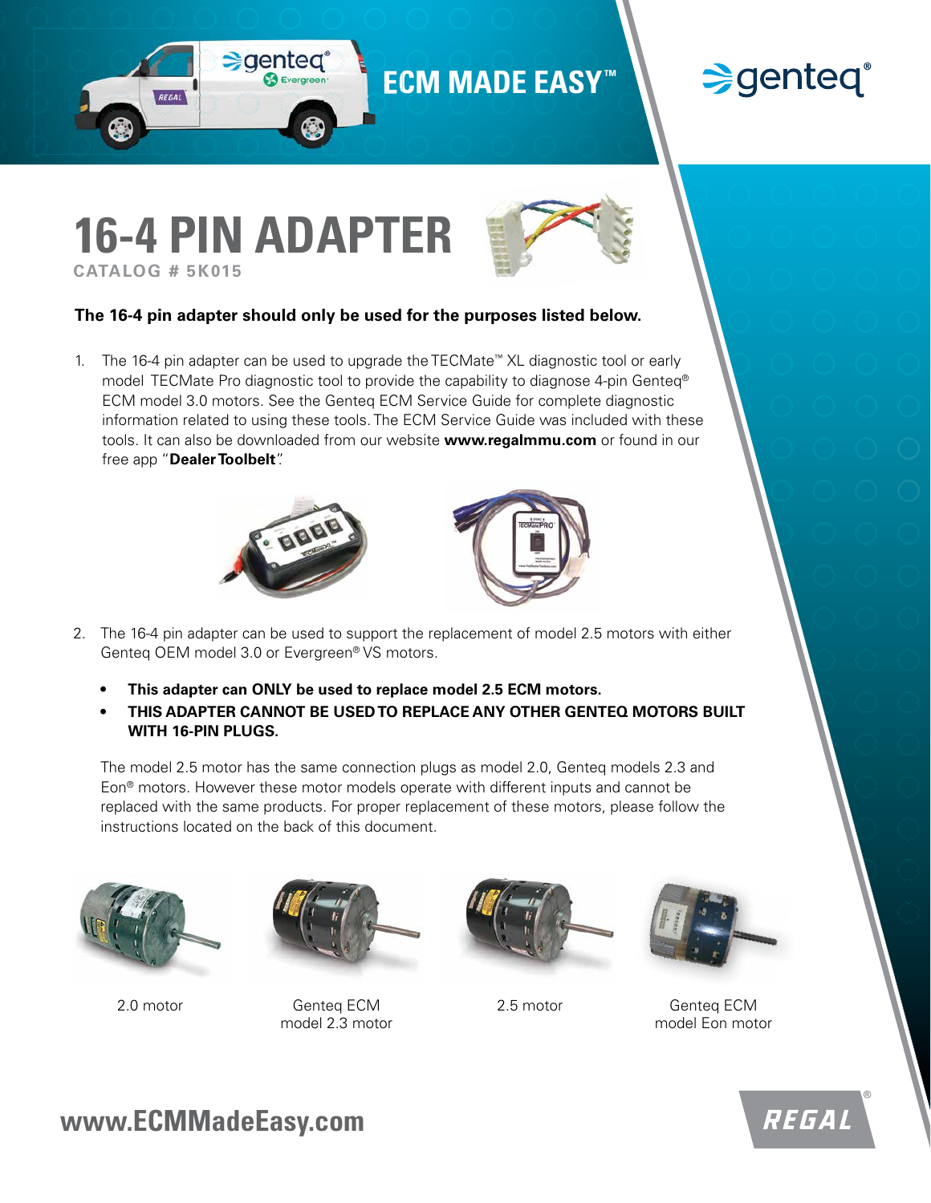ECM MADE EASY™

# 16-4 PIN ADAPTER

**CATALOG # 5K015**

**The 16-4 pin adapter should only be used for the purposes listed below.**

1. The 16-4 pin adapter can be used to upgrade the TECMate™ XL diagnostic tool or early model TECMate Pro diagnostic tool to provide the capability to diagnose 4-pin Genteq® ECM model 3.0 motors. See the Genteq ECM Service Guide for complete diagnostic information related to using these tools. The ECM Service Guide was included with these tools. It can also be downloaded from our website **www.regalmmu.com** or found in our free app "**Dealer Toolbelt**".

2. The 16-4 pin adapter can be used to support the replacement of model 2.5 motors with either Genteq OEM model 3.0 or Evergreen® VS motors.

   - **This adapter can ONLY be used to replace model 2.5 ECM motors.**
   - **THIS ADAPTER CANNOT BE USED TO REPLACE ANY OTHER GENTEQ MOTORS BUILT WITH 16-PIN PLUGS.**

   The model 2.5 motor has the same connection plugs as model 2.0, Genteq models 2.3 and Eon® motors. However these motor models operate with different inputs and cannot be replaced with the same products. For proper replacement of these motors, please follow the instructions located on the back of this document.

2.0 motor

Genteq ECM model 2.3 motor

2.5 motor

Genteq ECM model Eon motor

**www.ECMMadeEasy.com**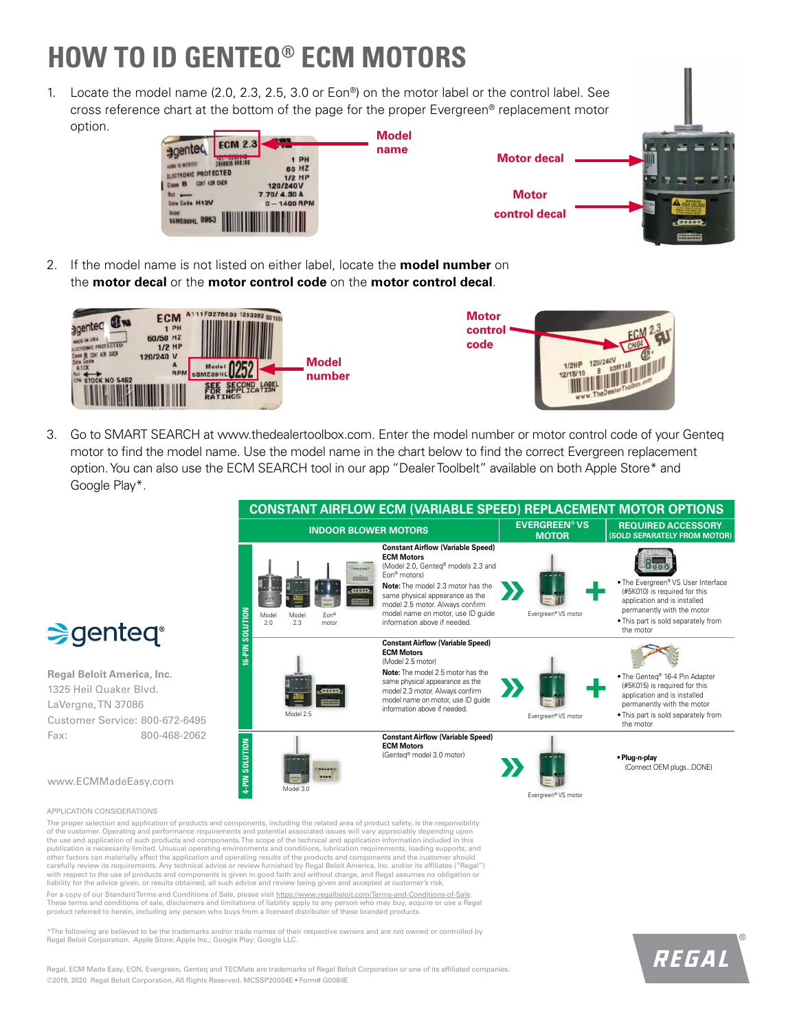# HOW TO ID GENTEQ® ECM MOTORS

1. Locate the model name (2.0, 2.3, 2.5, 3.0 or Eon®) on the motor label or the control label. See cross reference chart at the bottom of the page for the proper Evergreen® replacement motor option.

Model name

Motor decal

Motor control decal

2. If the model name is not listed on either label, locate the **model number** on the **motor decal** or the **motor control code** on the **motor control decal**.

Model number

Motor control code

3. Go to SMART SEARCH at www.thedealertoolbox.com. Enter the model number or motor control code of your Genteq motor to find the model name. Use the model name in the chart below to find the correct Evergreen replacement option. You can also use the ECM SEARCH tool in our app "Dealer Toolbelt" available on both Apple Store* and Google Play*.

## CONSTANT AIRFLOW ECM (VARIABLE SPEED) REPLACEMENT MOTOR OPTIONS

| | INDOOR BLOWER MOTORS | | EVERGREEN® VS MOTOR | REQUIRED ACCESSORY (SOLD SEPARATELY FROM MOTOR) |
|---|---|---|---|---|
| 16-PIN SOLUTION | Model 2.0, Model 2.3, Eon® motor | **Constant Airflow (Variable Speed) ECM Motors** (Model 2.0, Genteq® models 2.3 and Eon® motors) **Note:** The model 2.3 motor has the same physical appearance as the model 2.5 motor. Always confirm model name on motor, use ID guide information above if needed. | Evergreen® VS motor | • The Evergreen® VS User Interface (#5K010) is required for this application and is installed permanently with the motor • This part is sold separately from the motor |
| 16-PIN SOLUTION | Model 2.5 | **Constant Airflow (Variable Speed) ECM Motors** (Model 2.5 motor) **Note:** The model 2.5 motor has the same physical appearance as the model 2.3 motor. Always confirm model name on motor, use ID guide information above if needed. | Evergreen® VS motor | • The Genteq® 16-4 Pin Adapter (#5K015) is required for this application and is installed permanently with the motor • This part is sold separately from the motor |
| 4-PIN SOLUTION | Model 3.0 | **Constant Airflow (Variable Speed) ECM Motors** (Genteq® model 3.0 motor) | Evergreen® VS motor | • **Plug-n-play** (Connect OEM plugs...DONE) |

genteq®

**Regal Beloit America, Inc.**
1325 Heil Quaker Blvd.
LaVergne, TN 37086
Customer Service: 800-672-6495
Fax: 800-468-2062

www.ECMMadeEasy.com

APPLICATION CONSIDERATIONS

The proper selection and application of products and components, including the related area of product safety, is the responsibility of the customer. Operating and performance requirements and potential associated issues will vary appreciably depending upon the use and application of such products and components. The scope of the technical and application information included in this publication is necessarily limited. Unusual operating environments and conditions, lubrication requirements, loading supports, and other factors can materially affect the application and operating results of the products and components and the customer should carefully review its requirements. Any technical advice or review furnished by Regal Beloit America, Inc. and/or its affiliates ("Regal") with respect to the use of products and components is given in good faith and without charge, and Regal assumes no obligation or liability for the advice given, or results obtained, all such advice and review being given and accepted at customer's risk.

For a copy of our Standard Terms and Conditions of Sale, please visit https://www.regalbeloit.com/Terms-and-Conditions-of-Sale. These terms and conditions of sale, disclaimers and limitations of liability apply to any person who may buy, acquire or use a Regal product referred to herein, including any person who buys from a licensed distributor of these branded products.

*The following are believed to be the trademarks and/or trade names of their respective owners and are not owned or controlled by Regal Beloit Corporation. Apple Store: Apple Inc.; Google Play: Google LLC.

Regal, ECM Made Easy, EON, Evergreen, Genteq and TECMate are trademarks of Regal Beloit Corporation or one of its affiliated companies.
©2019, 2020 Regal Beloit Corporation, All Rights Reserved. MCSSP20004E • Form# G0084E

REGAL®